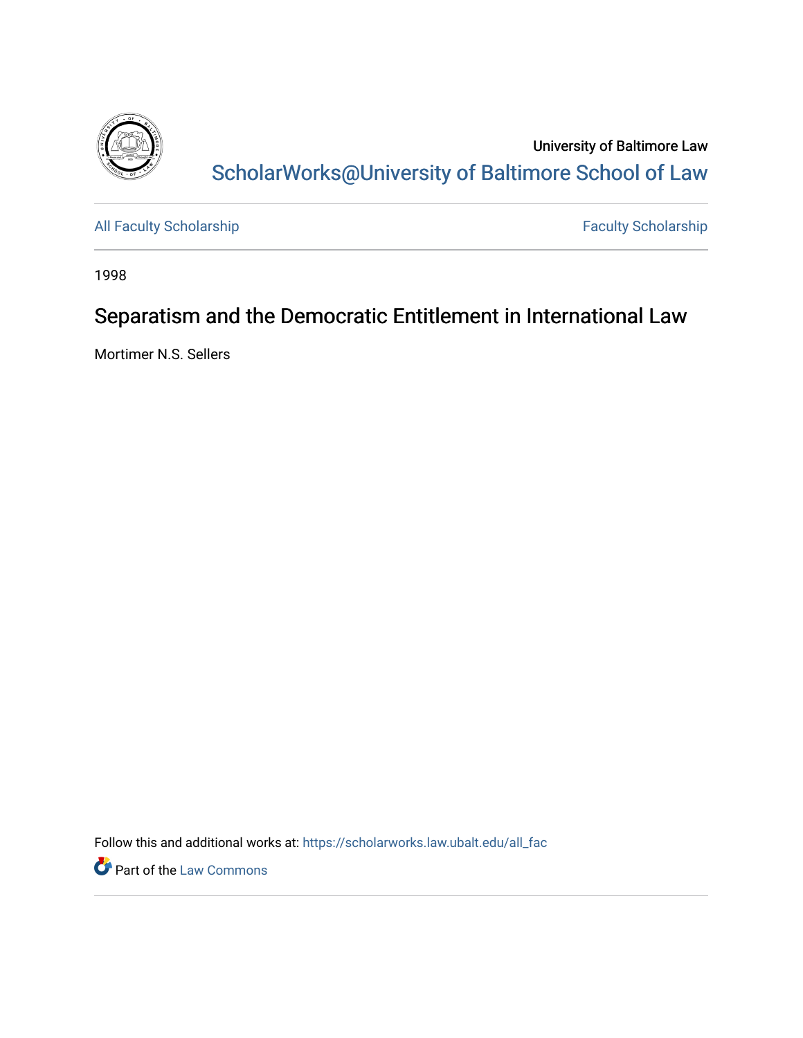University of Baltimore Law

ScholarWorks@University of Baltimore School of Law

All Faculty Scholarship

Faculty Scholarship

1998

# Separatism and the Democratic Entitlement in International Law

Mortimer N.S. Sellers

Follow this and additional works at: https://scholarworks.law.ubalt.edu/all_fac

Part of the Law Commons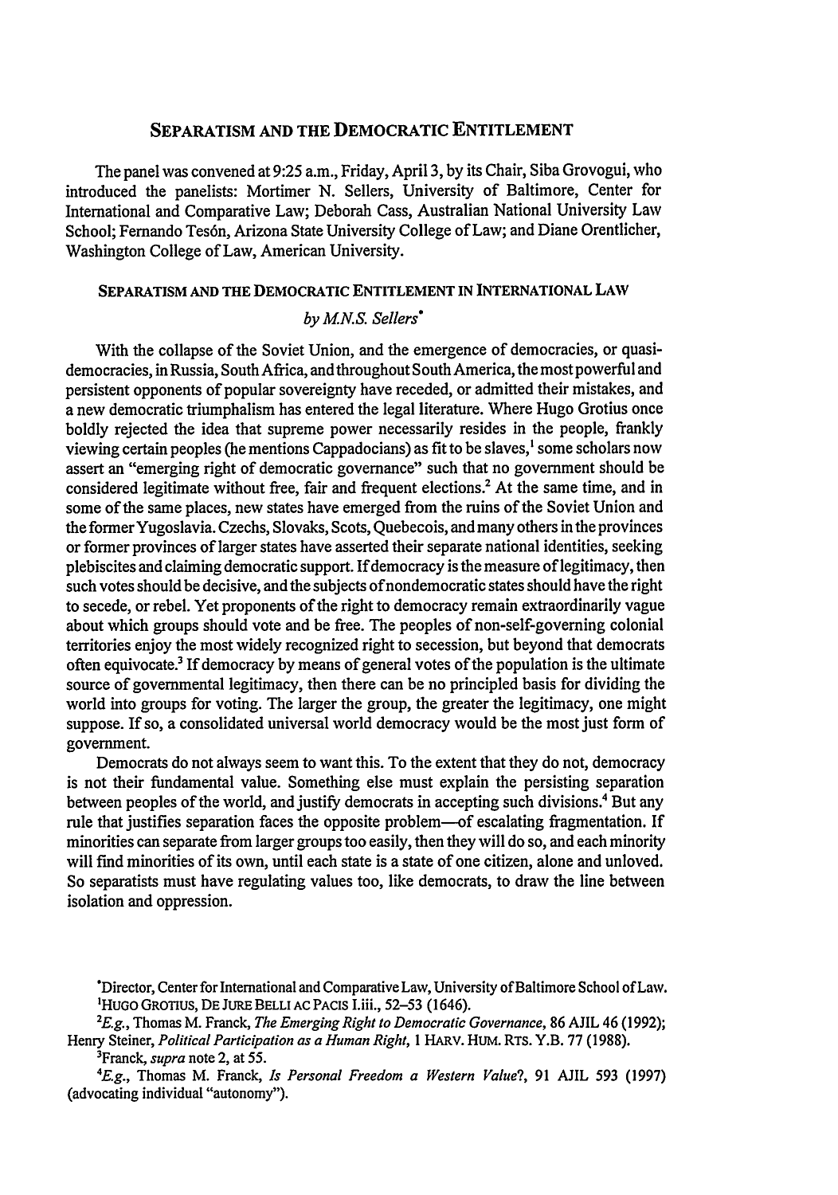## SEPARATISM AND THE DEMOCRATIC ENTITLEMENT

The panel was convened at 9:25 a.m., Friday, April 3, by its Chair, Siba Grovogui, who introduced the panelists: Mortimer N. Sellers, University of Baltimore, Center for International and Comparative Law; Deborah Cass, Australian National University Law School; Fernando Tesón, Arizona State University College of Law; and Diane Orentlicher, Washington College of Law, American University.

### SEPARATISM AND THE DEMOCRATIC ENTITLEMENT IN INTERNATIONAL LAW

*by M.N.S. Sellers**

With the collapse of the Soviet Union, and the emergence of democracies, or quasi-democracies, in Russia, South Africa, and throughout South America, the most powerful and persistent opponents of popular sovereignty have receded, or admitted their mistakes, and a new democratic triumphalism has entered the legal literature. Where Hugo Grotius once boldly rejected the idea that supreme power necessarily resides in the people, frankly viewing certain peoples (he mentions Cappadocians) as fit to be slaves,[1] some scholars now assert an "emerging right of democratic governance" such that no government should be considered legitimate without free, fair and frequent elections.[2] At the same time, and in some of the same places, new states have emerged from the ruins of the Soviet Union and the former Yugoslavia. Czechs, Slovaks, Scots, Quebecois, and many others in the provinces or former provinces of larger states have asserted their separate national identities, seeking plebiscites and claiming democratic support. If democracy is the measure of legitimacy, then such votes should be decisive, and the subjects of nondemocratic states should have the right to secede, or rebel. Yet proponents of the right to democracy remain extraordinarily vague about which groups should vote and be free. The peoples of non-self-governing colonial territories enjoy the most widely recognized right to secession, but beyond that democrats often equivocate.[3] If democracy by means of general votes of the population is the ultimate source of governmental legitimacy, then there can be no principled basis for dividing the world into groups for voting. The larger the group, the greater the legitimacy, one might suppose. If so, a consolidated universal world democracy would be the most just form of government.

Democrats do not always seem to want this. To the extent that they do not, democracy is not their fundamental value. Something else must explain the persisting separation between peoples of the world, and justify democrats in accepting such divisions.[4] But any rule that justifies separation faces the opposite problem—of escalating fragmentation. If minorities can separate from larger groups too easily, then they will do so, and each minority will find minorities of its own, until each state is a state of one citizen, alone and unloved. So separatists must have regulating values too, like democrats, to draw the line between isolation and oppression.

*Director, Center for International and Comparative Law, University of Baltimore School of Law.

[1] HUGO GROTIUS, DE JURE BELLI AC PACIS I.iii., 52–53 (1646).

[2] *E.g.*, Thomas M. Franck, *The Emerging Right to Democratic Governance*, 86 AJIL 46 (1992); Henry Steiner, *Political Participation as a Human Right*, 1 HARV. HUM. RTS. Y.B. 77 (1988).

[3] Franck, *supra* note 2, at 55.

[4] *E.g.*, Thomas M. Franck, *Is Personal Freedom a Western Value?*, 91 AJIL 593 (1997) (advocating individual "autonomy").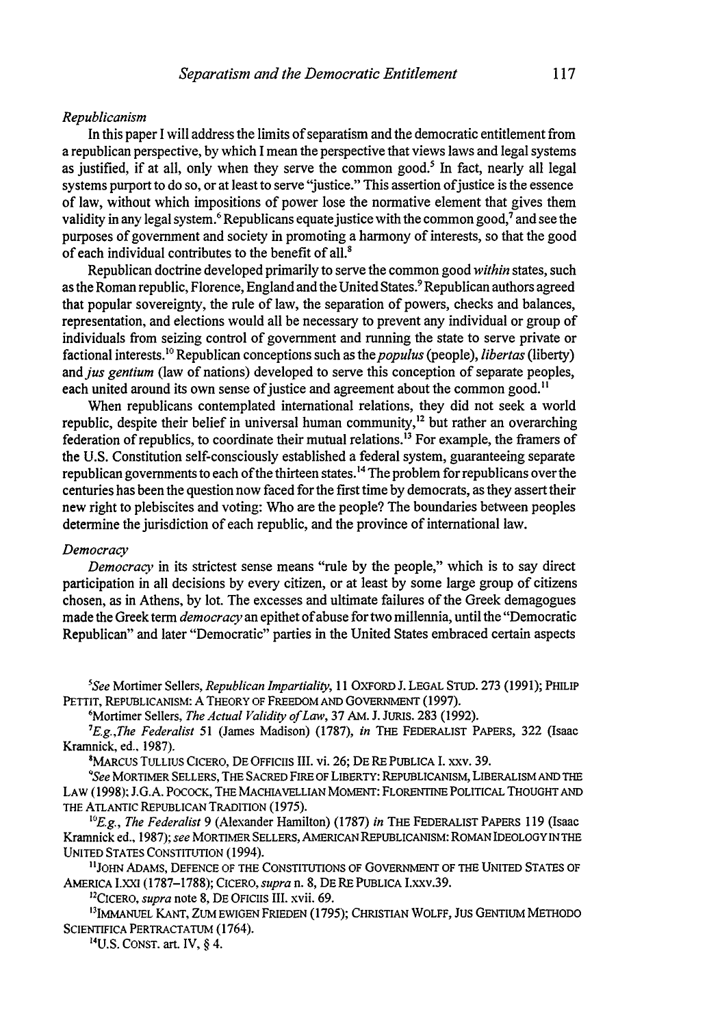*Republicanism*

In this paper I will address the limits of separatism and the democratic entitlement from a republican perspective, by which I mean the perspective that views laws and legal systems as justified, if at all, only when they serve the common good.[5] In fact, nearly all legal systems purport to do so, or at least to serve "justice." This assertion of justice is the essence of law, without which impositions of power lose the normative element that gives them validity in any legal system.[6] Republicans equate justice with the common good,[7] and see the purposes of government and society in promoting a harmony of interests, so that the good of each individual contributes to the benefit of all.[8]

Republican doctrine developed primarily to serve the common good *within* states, such as the Roman republic, Florence, England and the United States.[9] Republican authors agreed that popular sovereignty, the rule of law, the separation of powers, checks and balances, representation, and elections would all be necessary to prevent any individual or group of individuals from seizing control of government and running the state to serve private or factional interests.[10] Republican conceptions such as the *populus* (people), *libertas* (liberty) and *jus gentium* (law of nations) developed to serve this conception of separate peoples, each united around its own sense of justice and agreement about the common good.[11]

When republicans contemplated international relations, they did not seek a world republic, despite their belief in universal human community,[12] but rather an overarching federation of republics, to coordinate their mutual relations.[13] For example, the framers of the U.S. Constitution self-consciously established a federal system, guaranteeing separate republican governments to each of the thirteen states.[14] The problem for republicans over the centuries has been the question now faced for the first time by democrats, as they assert their new right to plebiscites and voting: Who are the people? The boundaries between peoples determine the jurisdiction of each republic, and the province of international law.

*Democracy*

*Democracy* in its strictest sense means "rule by the people," which is to say direct participation in all decisions by every citizen, or at least by some large group of citizens chosen, as in Athens, by lot. The excesses and ultimate failures of the Greek demagogues made the Greek term *democracy* an epithet of abuse for two millennia, until the "Democratic Republican" and later "Democratic" parties in the United States embraced certain aspects

---

[5] *See* Mortimer Sellers, *Republican Impartiality*, 11 OXFORD J. LEGAL STUD. 273 (1991); PHILIP PETTIT, REPUBLICANISM: A THEORY OF FREEDOM AND GOVERNMENT (1997).

[6] Mortimer Sellers, *The Actual Validity of Law*, 37 AM. J. JURIS. 283 (1992).

[7] *E.g.,The Federalist* 51 (James Madison) (1787), *in* THE FEDERALIST PAPERS, 322 (Isaac Kramnick, ed., 1987).

[8] MARCUS TULLIUS CICERO, DE OFFICIIS III. vi. 26; DE RE PUBLICA I. xxv. 39.

[9] *See* MORTIMER SELLERS, THE SACRED FIRE OF LIBERTY: REPUBLICANISM, LIBERALISM AND THE LAW (1998); J.G.A. POCOCK, THE MACHIAVELLIAN MOMENT: FLORENTINE POLITICAL THOUGHT AND THE ATLANTIC REPUBLICAN TRADITION (1975).

[10] *E.g., The Federalist* 9 (Alexander Hamilton) (1787) *in* THE FEDERALIST PAPERS 119 (Isaac Kramnick ed., 1987); *see* MORTIMER SELLERS, AMERICAN REPUBLICANISM: ROMAN IDEOLOGY IN THE UNITED STATES CONSTITUTION (1994).

[11] JOHN ADAMS, DEFENCE OF THE CONSTITUTIONS OF GOVERNMENT OF THE UNITED STATES OF AMERICA I.XXI (1787–1788); CICERO, *supra* n. 8, DE RE PUBLICA I.xxv.39.

[12] CICERO, *supra* note 8, DE OFICIIS III. xvii. 69.

[13] IMMANUEL KANT, ZUM EWIGEN FRIEDEN (1795); CHRISTIAN WOLFF, JUS GENTIUM METHODO SCIENTIFICA PERTRACTATUM (1764).

[14] U.S. CONST. art. IV, § 4.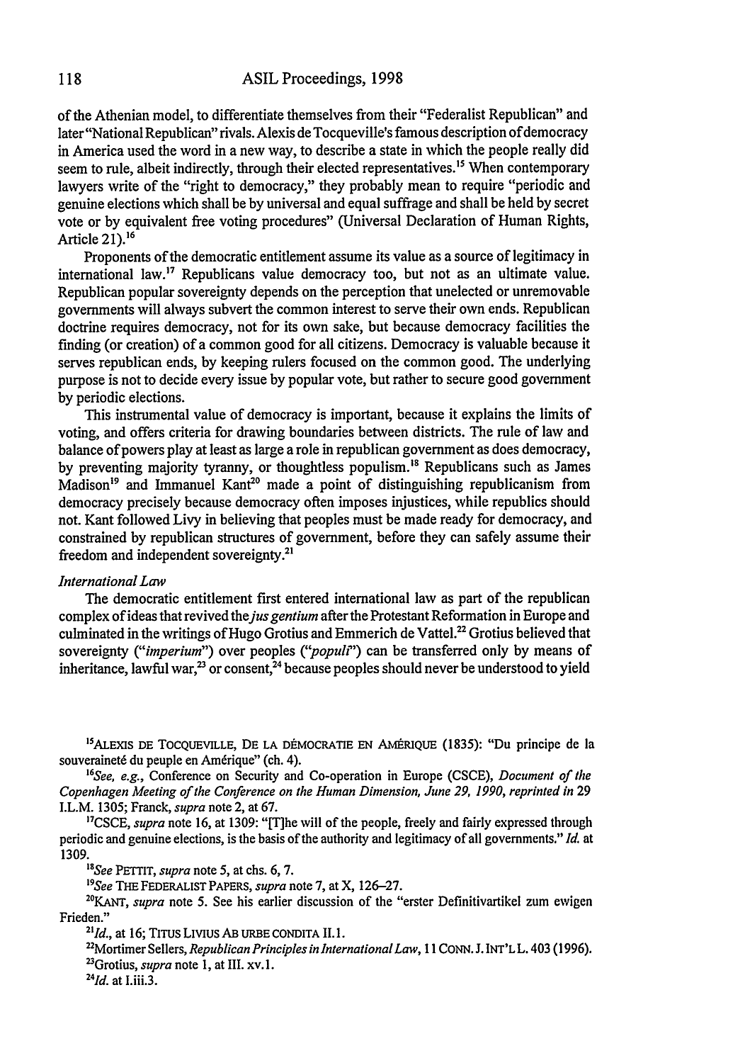of the Athenian model, to differentiate themselves from their "Federalist Republican" and later "National Republican" rivals. Alexis de Tocqueville's famous description of democracy in America used the word in a new way, to describe a state in which the people really did seem to rule, albeit indirectly, through their elected representatives.[15] When contemporary lawyers write of the "right to democracy," they probably mean to require "periodic and genuine elections which shall be by universal and equal suffrage and shall be held by secret vote or by equivalent free voting procedures" (Universal Declaration of Human Rights, Article 21).[16]

Proponents of the democratic entitlement assume its value as a source of legitimacy in international law.[17] Republicans value democracy too, but not as an ultimate value. Republican popular sovereignty depends on the perception that unelected or unremovable governments will always subvert the common interest to serve their own ends. Republican doctrine requires democracy, not for its own sake, but because democracy facilities the finding (or creation) of a common good for all citizens. Democracy is valuable because it serves republican ends, by keeping rulers focused on the common good. The underlying purpose is not to decide every issue by popular vote, but rather to secure good government by periodic elections.

This instrumental value of democracy is important, because it explains the limits of voting, and offers criteria for drawing boundaries between districts. The rule of law and balance of powers play at least as large a role in republican government as does democracy, by preventing majority tyranny, or thoughtless populism.[18] Republicans such as James Madison[19] and Immanuel Kant[20] made a point of distinguishing republicanism from democracy precisely because democracy often imposes injustices, while republics should not. Kant followed Livy in believing that peoples must be made ready for democracy, and constrained by republican structures of government, before they can safely assume their freedom and independent sovereignty.[21]

*International Law*

The democratic entitlement first entered international law as part of the republican complex of ideas that revived the *jus gentium* after the Protestant Reformation in Europe and culminated in the writings of Hugo Grotius and Emmerich de Vattel.[22] Grotius believed that sovereignty ("*imperium*") over peoples ("*populi*") can be transferred only by means of inheritance, lawful war,[23] or consent,[24] because peoples should never be understood to yield

---

[15] ALEXIS DE TOCQUEVILLE, DE LA DÉMOCRATIE EN AMÉRIQUE (1835): "Du principe de la souveraineté du peuple en Amérique" (ch. 4).

[16] *See, e.g.*, Conference on Security and Co-operation in Europe (CSCE), *Document of the Copenhagen Meeting of the Conference on the Human Dimension, June 29, 1990, reprinted in* 29 I.L.M. 1305; Franck, *supra* note 2, at 67.

[17] CSCE, *supra* note 16, at 1309: "[T]he will of the people, freely and fairly expressed through periodic and genuine elections, is the basis of the authority and legitimacy of all governments." *Id.* at 1309.

[18] *See* PETTIT, *supra* note 5, at chs. 6, 7.

[19] *See* THE FEDERALIST PAPERS, *supra* note 7, at X, 126–27.

[20] KANT, *supra* note 5. See his earlier discussion of the "erster Definitivartikel zum ewigen Frieden."

[21] *Id.*, at 16; TITUS LIVIUS AB URBE CONDITA II.1.

[22] Mortimer Sellers, *Republican Principles in International Law*, 11 CONN. J. INT'L L. 403 (1996).

[23] Grotius, *supra* note 1, at III. xv.1.

[24] *Id.* at I.iii.3.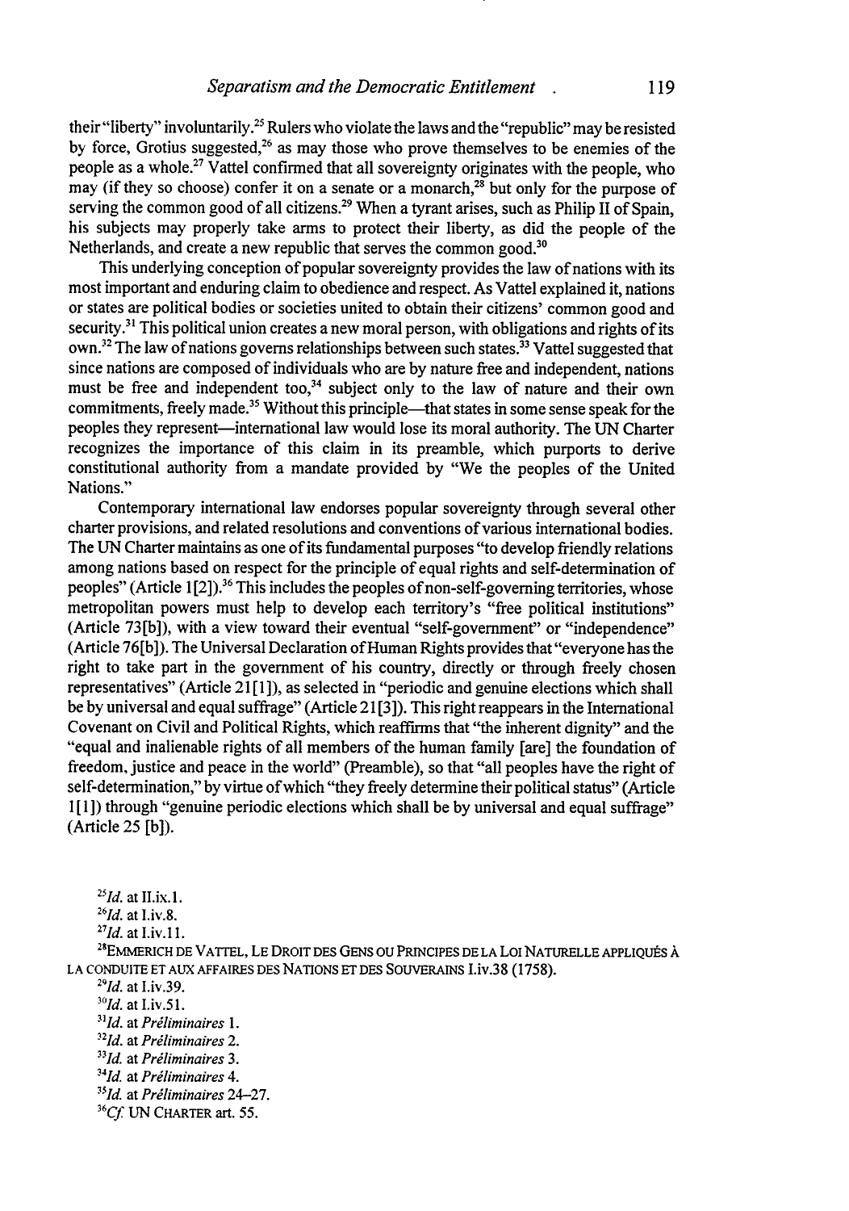their "liberty" involuntarily.[25] Rulers who violate the laws and the "republic" may be resisted by force, Grotius suggested,[26] as may those who prove themselves to be enemies of the people as a whole.[27] Vattel confirmed that all sovereignty originates with the people, who may (if they so choose) confer it on a senate or a monarch,[28] but only for the purpose of serving the common good of all citizens.[29] When a tyrant arises, such as Philip II of Spain, his subjects may properly take arms to protect their liberty, as did the people of the Netherlands, and create a new republic that serves the common good.[30]

This underlying conception of popular sovereignty provides the law of nations with its most important and enduring claim to obedience and respect. As Vattel explained it, nations or states are political bodies or societies united to obtain their citizens' common good and security.[31] This political union creates a new moral person, with obligations and rights of its own.[32] The law of nations governs relationships between such states.[33] Vattel suggested that since nations are composed of individuals who are by nature free and independent, nations must be free and independent too,[34] subject only to the law of nature and their own commitments, freely made.[35] Without this principle—that states in some sense speak for the peoples they represent—international law would lose its moral authority. The UN Charter recognizes the importance of this claim in its preamble, which purports to derive constitutional authority from a mandate provided by "We the peoples of the United Nations."

Contemporary international law endorses popular sovereignty through several other charter provisions, and related resolutions and conventions of various international bodies. The UN Charter maintains as one of its fundamental purposes "to develop friendly relations among nations based on respect for the principle of equal rights and self-determination of peoples" (Article 1[2]).[36] This includes the peoples of non-self-governing territories, whose metropolitan powers must help to develop each territory's "free political institutions" (Article 73[b]), with a view toward their eventual "self-government" or "independence" (Article 76[b]). The Universal Declaration of Human Rights provides that "everyone has the right to take part in the government of his country, directly or through freely chosen representatives" (Article 21[1]), as selected in "periodic and genuine elections which shall be by universal and equal suffrage" (Article 21[3]). This right reappears in the International Covenant on Civil and Political Rights, which reaffirms that "the inherent dignity" and the "equal and inalienable rights of all members of the human family [are] the foundation of freedom, justice and peace in the world" (Preamble), so that "all peoples have the right of self-determination," by virtue of which "they freely determine their political status" (Article 1[1]) through "genuine periodic elections which shall be by universal and equal suffrage" (Article 25 [b]).

---

[25] *Id.* at II.ix.1.

[26] *Id.* at I.iv.8.

[27] *Id.* at I.iv.11.

[28] EMMERICH DE VATTEL, LE DROIT DES GENS OU PRINCIPES DE LA LOI NATURELLE APPLIQUÉS À LA CONDUITE ET AUX AFFAIRES DES NATIONS ET DES SOUVERAINS I.iv.38 (1758).

[29] *Id.* at I.iv.39.

[30] *Id.* at I.iv.51.

[31] *Id.* at *Préliminaires* 1.

[32] *Id.* at *Préliminaires* 2.

[33] *Id.* at *Préliminaires* 3.

[34] *Id.* at *Préliminaires* 4.

[35] *Id.* at *Préliminaires* 24–27.

[36] *Cf.* UN CHARTER art. 55.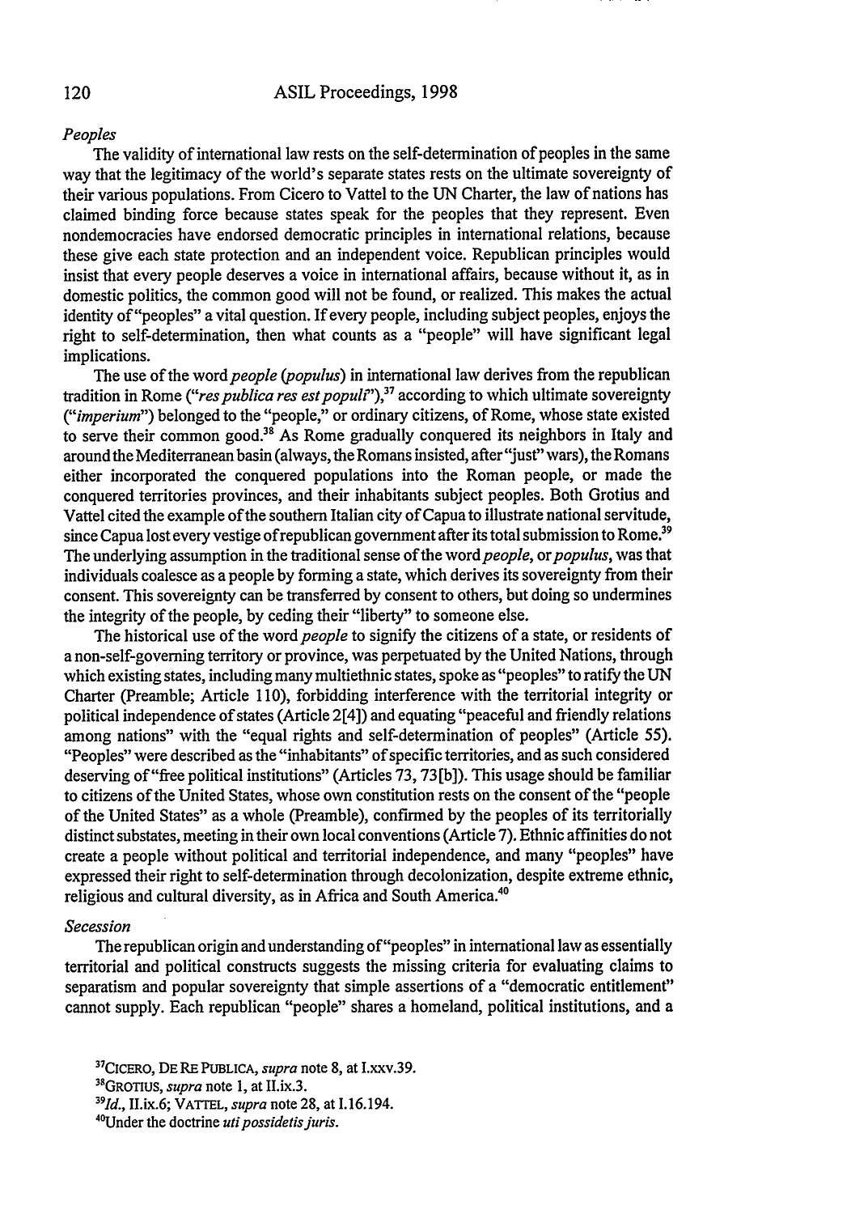*Peoples*

The validity of international law rests on the self-determination of peoples in the same way that the legitimacy of the world's separate states rests on the ultimate sovereignty of their various populations. From Cicero to Vattel to the UN Charter, the law of nations has claimed binding force because states speak for the peoples that they represent. Even nondemocracies have endorsed democratic principles in international relations, because these give each state protection and an independent voice. Republican principles would insist that every people deserves a voice in international affairs, because without it, as in domestic politics, the common good will not be found, or realized. This makes the actual identity of "peoples" a vital question. If every people, including subject peoples, enjoys the right to self-determination, then what counts as a "people" will have significant legal implications.

The use of the word *people (populus)* in international law derives from the republican tradition in Rome (*"res publica res est populi"*),[37] according to which ultimate sovereignty (*"imperium"*) belonged to the "people," or ordinary citizens, of Rome, whose state existed to serve their common good.[38] As Rome gradually conquered its neighbors in Italy and around the Mediterranean basin (always, the Romans insisted, after "just" wars), the Romans either incorporated the conquered populations into the Roman people, or made the conquered territories provinces, and their inhabitants subject peoples. Both Grotius and Vattel cited the example of the southern Italian city of Capua to illustrate national servitude, since Capua lost every vestige of republican government after its total submission to Rome.[39] The underlying assumption in the traditional sense of the word *people, or populus*, was that individuals coalesce as a people by forming a state, which derives its sovereignty from their consent. This sovereignty can be transferred by consent to others, but doing so undermines the integrity of the people, by ceding their "liberty" to someone else.

The historical use of the word *people* to signify the citizens of a state, or residents of a non-self-governing territory or province, was perpetuated by the United Nations, through which existing states, including many multiethnic states, spoke as "peoples" to ratify the UN Charter (Preamble; Article 110), forbidding interference with the territorial integrity or political independence of states (Article 2[4]) and equating "peaceful and friendly relations among nations" with the "equal rights and self-determination of peoples" (Article 55). "Peoples" were described as the "inhabitants" of specific territories, and as such considered deserving of "free political institutions" (Articles 73, 73[b]). This usage should be familiar to citizens of the United States, whose own constitution rests on the consent of the "people of the United States" as a whole (Preamble), confirmed by the peoples of its territorially distinct substates, meeting in their own local conventions (Article 7). Ethnic affinities do not create a people without political and territorial independence, and many "peoples" have expressed their right to self-determination through decolonization, despite extreme ethnic, religious and cultural diversity, as in Africa and South America.[40]

*Secession*

The republican origin and understanding of "peoples" in international law as essentially territorial and political constructs suggests the missing criteria for evaluating claims to separatism and popular sovereignty that simple assertions of a "democratic entitlement" cannot supply. Each republican "people" shares a homeland, political institutions, and a

[37] CICERO, DE RE PUBLICA, *supra* note 8, at I.xxv.39.

[38] GROTIUS, *supra* note 1, at II.ix.3.

[39] *Id.*, II.ix.6; VATTEL, *supra* note 28, at I.16.194.

[40] Under the doctrine *uti possidetis juris*.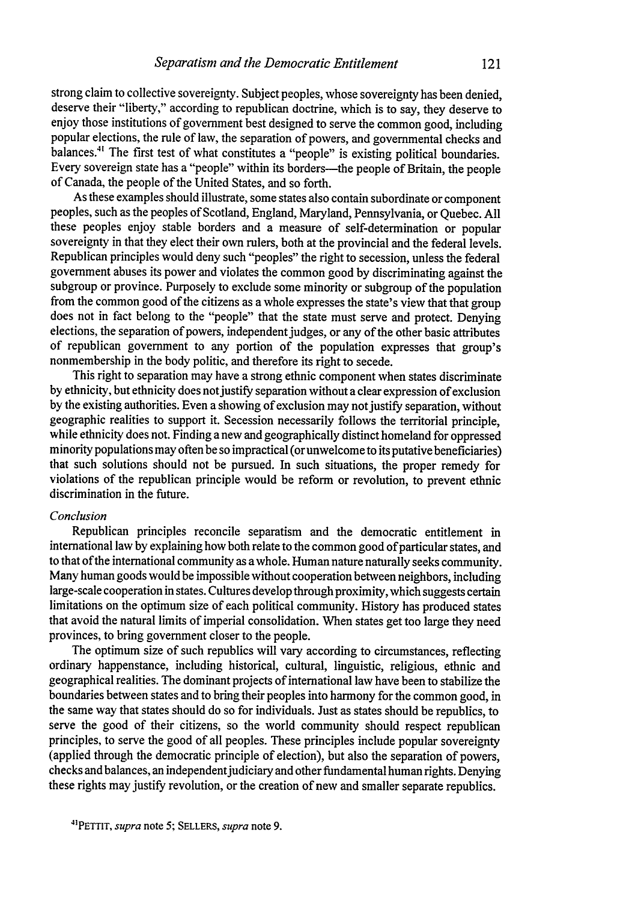strong claim to collective sovereignty. Subject peoples, whose sovereignty has been denied, deserve their "liberty," according to republican doctrine, which is to say, they deserve to enjoy those institutions of government best designed to serve the common good, including popular elections, the rule of law, the separation of powers, and governmental checks and balances.[41] The first test of what constitutes a "people" is existing political boundaries. Every sovereign state has a "people" within its borders—the people of Britain, the people of Canada, the people of the United States, and so forth.

As these examples should illustrate, some states also contain subordinate or component peoples, such as the peoples of Scotland, England, Maryland, Pennsylvania, or Quebec. All these peoples enjoy stable borders and a measure of self-determination or popular sovereignty in that they elect their own rulers, both at the provincial and the federal levels. Republican principles would deny such "peoples" the right to secession, unless the federal government abuses its power and violates the common good by discriminating against the subgroup or province. Purposely to exclude some minority or subgroup of the population from the common good of the citizens as a whole expresses the state's view that that group does not in fact belong to the "people" that the state must serve and protect. Denying elections, the separation of powers, independent judges, or any of the other basic attributes of republican government to any portion of the population expresses that group's nonmembership in the body politic, and therefore its right to secede.

This right to separation may have a strong ethnic component when states discriminate by ethnicity, but ethnicity does not justify separation without a clear expression of exclusion by the existing authorities. Even a showing of exclusion may not justify separation, without geographic realities to support it. Secession necessarily follows the territorial principle, while ethnicity does not. Finding a new and geographically distinct homeland for oppressed minority populations may often be so impractical (or unwelcome to its putative beneficiaries) that such solutions should not be pursued. In such situations, the proper remedy for violations of the republican principle would be reform or revolution, to prevent ethnic discrimination in the future.

*Conclusion*

Republican principles reconcile separatism and the democratic entitlement in international law by explaining how both relate to the common good of particular states, and to that of the international community as a whole. Human nature naturally seeks community. Many human goods would be impossible without cooperation between neighbors, including large-scale cooperation in states. Cultures develop through proximity, which suggests certain limitations on the optimum size of each political community. History has produced states that avoid the natural limits of imperial consolidation. When states get too large they need provinces, to bring government closer to the people.

The optimum size of such republics will vary according to circumstances, reflecting ordinary happenstance, including historical, cultural, linguistic, religious, ethnic and geographical realities. The dominant projects of international law have been to stabilize the boundaries between states and to bring their peoples into harmony for the common good, in the same way that states should do so for individuals. Just as states should be republics, to serve the good of their citizens, so the world community should respect republican principles, to serve the good of all peoples. These principles include popular sovereignty (applied through the democratic principle of election), but also the separation of powers, checks and balances, an independent judiciary and other fundamental human rights. Denying these rights may justify revolution, or the creation of new and smaller separate republics.

[41]PETTIT, *supra* note 5; SELLERS, *supra* note 9.